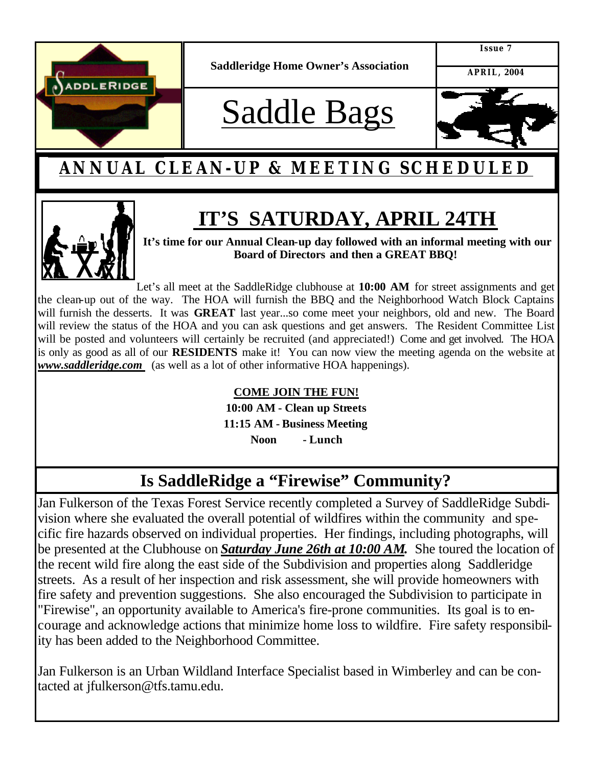Saddleridge Home Owner's Association

Issue 7

APRIL, 2004

# Saddle Bags

## ANNUAL CLEAN-UP & MEETING SCHEDULED

## IT'S SATURDAY, APRIL 24TH

**It's time for our Annual Clean-up day followed with an informal meeting with our Board of Directors and then a GREAT BBQ!**

Let's all meet at the SaddleRidge clubhouse at **10:00 AM** for street assignments and get the clean-up out of the way. The HOA will furnish the BBQ and the Neighborhood Watch Block Captains will furnish the desserts. It was **GREAT** last year...so come meet your neighbors, old and new. The Board will review the status of the HOA and you can ask questions and get answers. The Resident Committee List will be posted and volunteers will certainly be recruited (and appreciated!) Come and get involved. The HOA is only as good as all of our **RESIDENTS** make it! You can now view the meeting agenda on the website at ***www.saddleridge.com*** (as well as a lot of other informative HOA happenings).

**COME JOIN THE FUN!**

**10:00 AM - Clean up Streets**

**11:15 AM - Business Meeting**

**Noon - Lunch**

## Is SaddleRidge a "Firewise" Community?

Jan Fulkerson of the Texas Forest Service recently completed a Survey of SaddleRidge Subdivision where she evaluated the overall potential of wildfires within the community and specific fire hazards observed on individual properties. Her findings, including photographs, will be presented at the Clubhouse on ***Saturday June 26th at 10:00 AM.*** She toured the location of the recent wild fire along the east side of the Subdivision and properties along Saddleridge streets. As a result of her inspection and risk assessment, she will provide homeowners with fire safety and prevention suggestions. She also encouraged the Subdivision to participate in "Firewise", an opportunity available to America's fire-prone communities. Its goal is to encourage and acknowledge actions that minimize home loss to wildfire. Fire safety responsibility has been added to the Neighborhood Committee.

Jan Fulkerson is an Urban Wildland Interface Specialist based in Wimberley and can be contacted at jfulkerson@tfs.tamu.edu.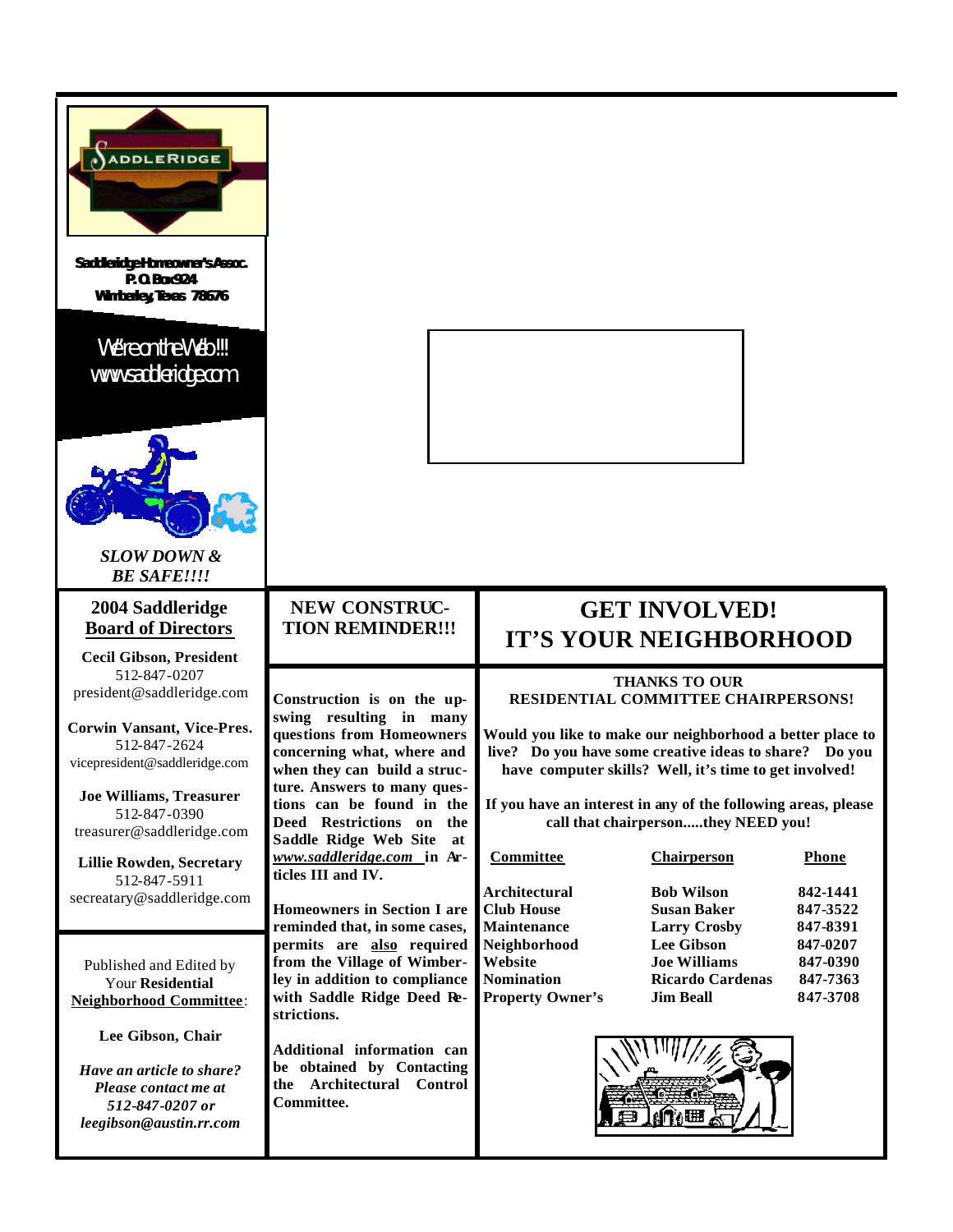Saddleridge Homeowner's Assoc.
P.O. Box 924
Wimberley, Texas 78676

We're on the Web!!!
www.saddleridge.com

*SLOW DOWN & BE SAFE!!!!*

## 2004 Saddleridge Board of Directors

**Cecil Gibson, President**
512-847-0207
president@saddleridge.com

**Corwin Vansant, Vice-Pres.**
512-847-2624
vicepresident@saddleridge.com

**Joe Williams, Treasurer**
512-847-0390
treasurer@saddleridge.com

**Lillie Rowden, Secretary**
512-847-5911
secreatary@saddleridge.com

Published and Edited by Your **Residential** **Neighborhood Committee**:

**Lee Gibson, Chair**

***Have an article to share? Please contact me at 512-847-0207 or leegibson@austin.rr.com***

## NEW CONSTRUCTION REMINDER!!!

**Construction is on the upswing resulting in many questions from Homeowners concerning what, where and when they can build a structure. Answers to many questions can be found in the Deed Restrictions on the Saddle Ridge Web Site at *www.saddleridge.com* in Articles III and IV.**

**Homeowners in Section I are reminded that, in some cases, permits are also required from the Village of Wimberley in addition to compliance with Saddle Ridge Deed Restrictions.**

**Additional information can be obtained by Contacting the Architectural Control Committee.**

## GET INVOLVED! IT'S YOUR NEIGHBORHOOD

**THANKS TO OUR RESIDENTIAL COMMITTEE CHAIRPERSONS!**

**Would you like to make our neighborhood a better place to live? Do you have some creative ideas to share? Do you have computer skills? Well, it's time to get involved!**

**If you have an interest in any of the following areas, please call that chairperson.....they NEED you!**

| Committee | Chairperson | Phone |
|---|---|---|
| Architectural | Bob Wilson | 842-1441 |
| Club House | Susan Baker | 847-3522 |
| Maintenance | Larry Crosby | 847-8391 |
| Neighborhood | Lee Gibson | 847-0207 |
| Website | Joe Williams | 847-0390 |
| Nomination | Ricardo Cardenas | 847-7363 |
| Property Owner's | Jim Beall | 847-3708 |